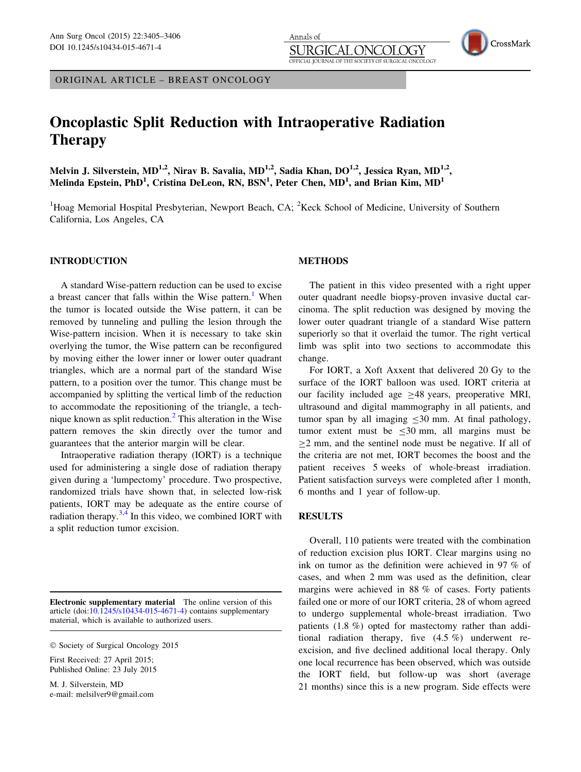ORIGINAL ARTICLE – BREAST ONCOLOGY

# Oncoplastic Split Reduction with Intraoperative Radiation Therapy

**Melvin J. Silverstein, MD[1,2], Nirav B. Savalia, MD[1,2], Sadia Khan, DO[1,2], Jessica Ryan, MD[1,2], Melinda Epstein, PhD[1], Cristina DeLeon, RN, BSN[1], Peter Chen, MD[1], and Brian Kim, MD[1]**

[1]Hoag Memorial Hospital Presbyterian, Newport Beach, CA; [2]Keck School of Medicine, University of Southern California, Los Angeles, CA

## INTRODUCTION

A standard Wise-pattern reduction can be used to excise a breast cancer that falls within the Wise pattern.[1] When the tumor is located outside the Wise pattern, it can be removed by tunneling and pulling the lesion through the Wise-pattern incision. When it is necessary to take skin overlying the tumor, the Wise pattern can be reconfigured by moving either the lower inner or lower outer quadrant triangles, which are a normal part of the standard Wise pattern, to a position over the tumor. This change must be accompanied by splitting the vertical limb of the reduction to accommodate the repositioning of the triangle, a technique known as split reduction.[2] This alteration in the Wise pattern removes the skin directly over the tumor and guarantees that the anterior margin will be clear.

Intraoperative radiation therapy (IORT) is a technique used for administering a single dose of radiation therapy given during a 'lumpectomy' procedure. Two prospective, randomized trials have shown that, in selected low-risk patients, IORT may be adequate as the entire course of radiation therapy.[3,4] In this video, we combined IORT with a split reduction tumor excision.

**Electronic supplementary material** The online version of this article (doi:10.1245/s10434-015-4671-4) contains supplementary material, which is available to authorized users.

© Society of Surgical Oncology 2015

First Received: 27 April 2015;
Published Online: 23 July 2015

M. J. Silverstein, MD
e-mail: melsilver9@gmail.com

## METHODS

The patient in this video presented with a right upper outer quadrant needle biopsy-proven invasive ductal carcinoma. The split reduction was designed by moving the lower outer quadrant triangle of a standard Wise pattern superiorly so that it overlaid the tumor. The right vertical limb was split into two sections to accommodate this change.

For IORT, a Xoft Axxent that delivered 20 Gy to the surface of the IORT balloon was used. IORT criteria at our facility included age $\geq$48 years, preoperative MRI, ultrasound and digital mammography in all patients, and tumor span by all imaging $\leq$30 mm. At final pathology, tumor extent must be $\leq$30 mm, all margins must be $\geq$2 mm, and the sentinel node must be negative. If all of the criteria are not met, IORT becomes the boost and the patient receives 5 weeks of whole-breast irradiation. Patient satisfaction surveys were completed after 1 month, 6 months and 1 year of follow-up.

## RESULTS

Overall, 110 patients were treated with the combination of reduction excision plus IORT. Clear margins using no ink on tumor as the definition were achieved in 97 % of cases, and when 2 mm was used as the definition, clear margins were achieved in 88 % of cases. Forty patients failed one or more of our IORT criteria, 28 of whom agreed to undergo supplemental whole-breast irradiation. Two patients (1.8 %) opted for mastectomy rather than additional radiation therapy, five (4.5 %) underwent re-excision, and five declined additional local therapy. Only one local recurrence has been observed, which was outside the IORT field, but follow-up was short (average 21 months) since this is a new program. Side effects were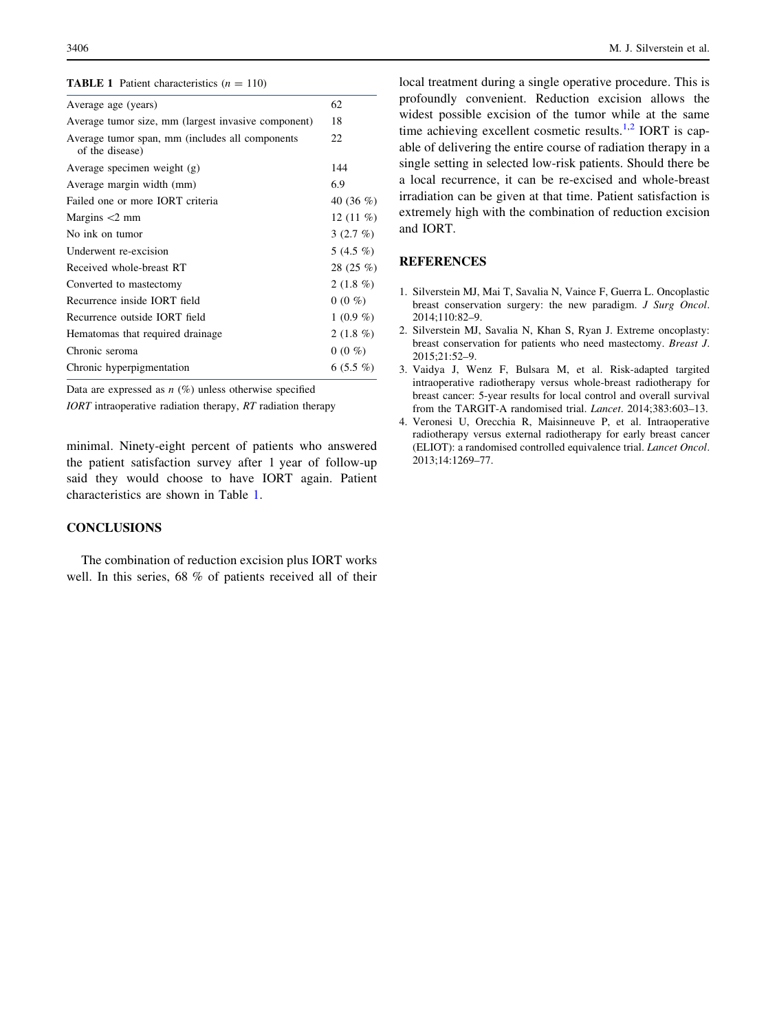**TABLE 1** Patient characteristics ($n = 110$)

| | |
|---|---|
| Average age (years) | 62 |
| Average tumor size, mm (largest invasive component) | 18 |
| Average tumor span, mm (includes all components of the disease) | 22 |
| Average specimen weight (g) | 144 |
| Average margin width (mm) | 6.9 |
| Failed one or more IORT criteria | 40 (36 %) |
| Margins <2 mm | 12 (11 %) |
| No ink on tumor | 3 (2.7 %) |
| Underwent re-excision | 5 (4.5 %) |
| Received whole-breast RT | 28 (25 %) |
| Converted to mastectomy | 2 (1.8 %) |
| Recurrence inside IORT field | 0 (0 %) |
| Recurrence outside IORT field | 1 (0.9 %) |
| Hematomas that required drainage | 2 (1.8 %) |
| Chronic seroma | 0 (0 %) |
| Chronic hyperpigmentation | 6 (5.5 %) |

Data are expressed as $n$ (%) unless otherwise specified

*IORT* intraoperative radiation therapy, *RT* radiation therapy

minimal. Ninety-eight percent of patients who answered the patient satisfaction survey after 1 year of follow-up said they would choose to have IORT again. Patient characteristics are shown in Table 1.

## CONCLUSIONS

The combination of reduction excision plus IORT works well. In this series, 68 % of patients received all of their local treatment during a single operative procedure. This is profoundly convenient. Reduction excision allows the widest possible excision of the tumor while at the same time achieving excellent cosmetic results.[1,2] IORT is capable of delivering the entire course of radiation therapy in a single setting in selected low-risk patients. Should there be a local recurrence, it can be re-excised and whole-breast irradiation can be given at that time. Patient satisfaction is extremely high with the combination of reduction excision and IORT.

## REFERENCES

1. Silverstein MJ, Mai T, Savalia N, Vaince F, Guerra L. Oncoplastic breast conservation surgery: the new paradigm. *J Surg Oncol*. 2014;110:82–9.
2. Silverstein MJ, Savalia N, Khan S, Ryan J. Extreme oncoplasty: breast conservation for patients who need mastectomy. *Breast J*. 2015;21:52–9.
3. Vaidya J, Wenz F, Bulsara M, et al. Risk-adapted targited intraoperative radiotherapy versus whole-breast radiotherapy for breast cancer: 5-year results for local control and overall survival from the TARGIT-A randomised trial. *Lancet*. 2014;383:603–13.
4. Veronesi U, Orecchia R, Maisinneuve P, et al. Intraoperative radiotherapy versus external radiotherapy for early breast cancer (ELIOT): a randomised controlled equivalence trial. *Lancet Oncol*. 2013;14:1269–77.